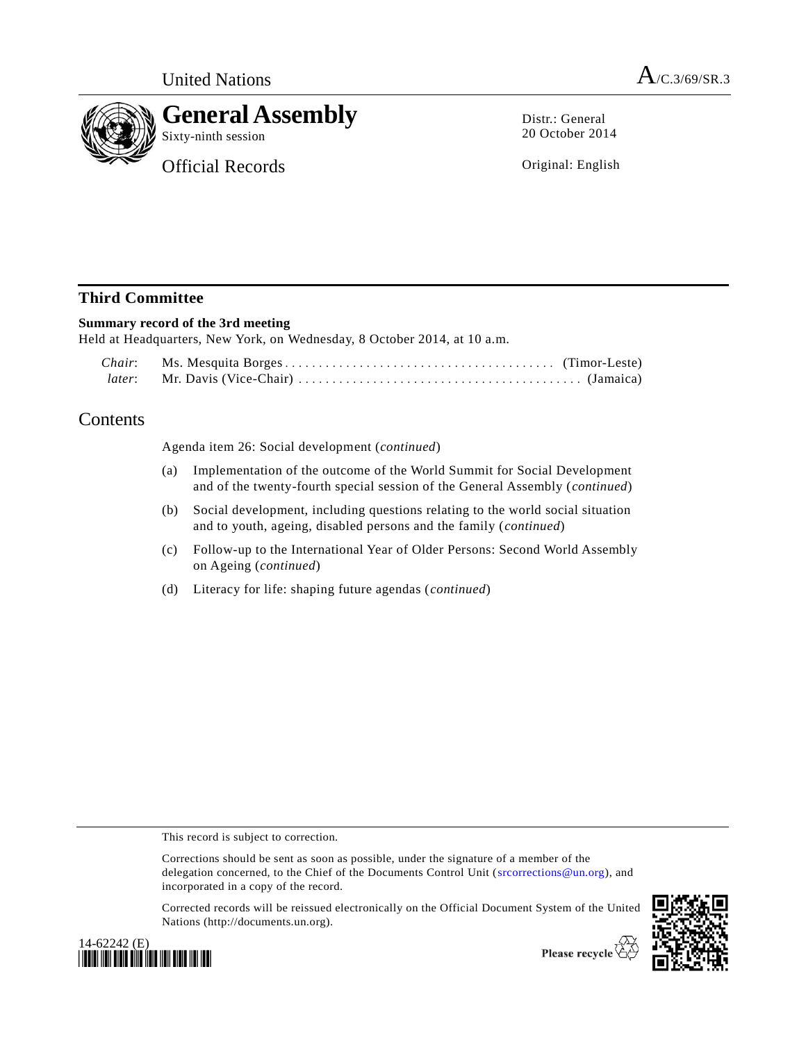United Nations A/C.3/69/SR.3

# General Assembly

Sixty-ninth session

Official Records

Distr.: General
20 October 2014

Original: English

## Third Committee

**Summary record of the 3rd meeting**

Held at Headquarters, New York, on Wednesday, 8 October 2014, at 10 a.m.

*Chair*: Ms. Mesquita Borges (Timor-Leste)
*later*: Mr. Davis (Vice-Chair) (Jamaica)

## Contents

Agenda item 26: Social development (*continued*)

(a) Implementation of the outcome of the World Summit for Social Development and of the twenty-fourth special session of the General Assembly (*continued*)

(b) Social development, including questions relating to the world social situation and to youth, ageing, disabled persons and the family (*continued*)

(c) Follow-up to the International Year of Older Persons: Second World Assembly on Ageing (*continued*)

(d) Literacy for life: shaping future agendas (*continued*)

This record is subject to correction.

Corrections should be sent as soon as possible, under the signature of a member of the delegation concerned, to the Chief of the Documents Control Unit (srcorrections@un.org), and incorporated in a copy of the record.

Corrected records will be reissued electronically on the Official Document System of the United Nations (http://documents.un.org).

14-62242 (E)

Please recycle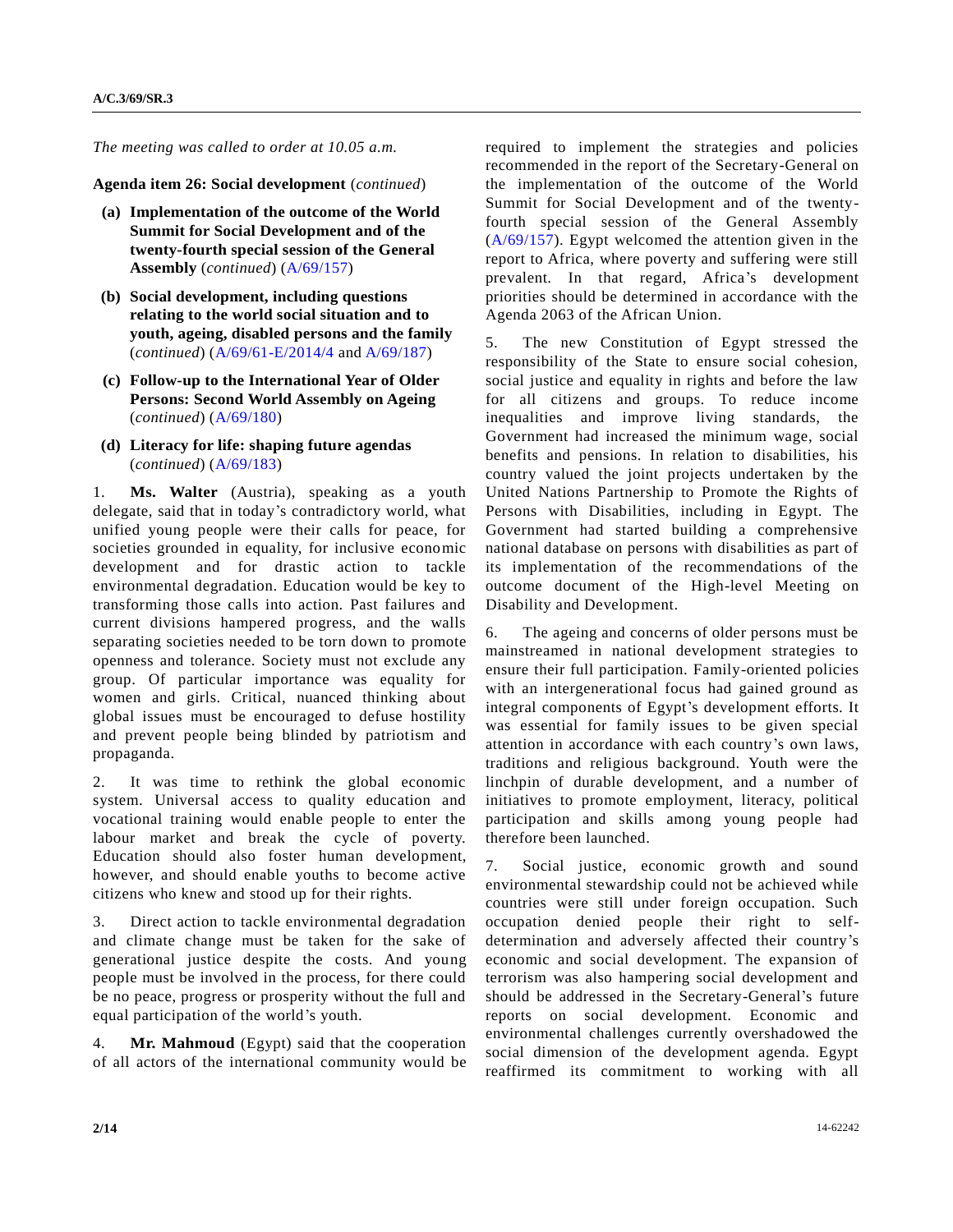*The meeting was called to order at 10.05 a.m.*

**Agenda item 26: Social development** (*continued*)

**(a) Implementation of the outcome of the World Summit for Social Development and of the twenty-fourth special session of the General Assembly** (*continued*) (A/69/157)

**(b) Social development, including questions relating to the world social situation and to youth, ageing, disabled persons and the family** (*continued*) (A/69/61-E/2014/4 and A/69/187)

**(c) Follow-up to the International Year of Older Persons: Second World Assembly on Ageing** (*continued*) (A/69/180)

**(d) Literacy for life: shaping future agendas** (*continued*) (A/69/183)

1. **Ms. Walter** (Austria), speaking as a youth delegate, said that in today's contradictory world, what unified young people were their calls for peace, for societies grounded in equality, for inclusive economic development and for drastic action to tackle environmental degradation. Education would be key to transforming those calls into action. Past failures and current divisions hampered progress, and the walls separating societies needed to be torn down to promote openness and tolerance. Society must not exclude any group. Of particular importance was equality for women and girls. Critical, nuanced thinking about global issues must be encouraged to defuse hostility and prevent people being blinded by patriotism and propaganda.

2. It was time to rethink the global economic system. Universal access to quality education and vocational training would enable people to enter the labour market and break the cycle of poverty. Education should also foster human development, however, and should enable youths to become active citizens who knew and stood up for their rights.

3. Direct action to tackle environmental degradation and climate change must be taken for the sake of generational justice despite the costs. And young people must be involved in the process, for there could be no peace, progress or prosperity without the full and equal participation of the world's youth.

4. **Mr. Mahmoud** (Egypt) said that the cooperation of all actors of the international community would be required to implement the strategies and policies recommended in the report of the Secretary-General on the implementation of the outcome of the World Summit for Social Development and of the twenty-fourth special session of the General Assembly (A/69/157). Egypt welcomed the attention given in the report to Africa, where poverty and suffering were still prevalent. In that regard, Africa's development priorities should be determined in accordance with the Agenda 2063 of the African Union.

5. The new Constitution of Egypt stressed the responsibility of the State to ensure social cohesion, social justice and equality in rights and before the law for all citizens and groups. To reduce income inequalities and improve living standards, the Government had increased the minimum wage, social benefits and pensions. In relation to disabilities, his country valued the joint projects undertaken by the United Nations Partnership to Promote the Rights of Persons with Disabilities, including in Egypt. The Government had started building a comprehensive national database on persons with disabilities as part of its implementation of the recommendations of the outcome document of the High-level Meeting on Disability and Development.

6. The ageing and concerns of older persons must be mainstreamed in national development strategies to ensure their full participation. Family-oriented policies with an intergenerational focus had gained ground as integral components of Egypt's development efforts. It was essential for family issues to be given special attention in accordance with each country's own laws, traditions and religious background. Youth were the linchpin of durable development, and a number of initiatives to promote employment, literacy, political participation and skills among young people had therefore been launched.

7. Social justice, economic growth and sound environmental stewardship could not be achieved while countries were still under foreign occupation. Such occupation denied people their right to self-determination and adversely affected their country's economic and social development. The expansion of terrorism was also hampering social development and should be addressed in the Secretary-General's future reports on social development. Economic and environmental challenges currently overshadowed the social dimension of the development agenda. Egypt reaffirmed its commitment to working with all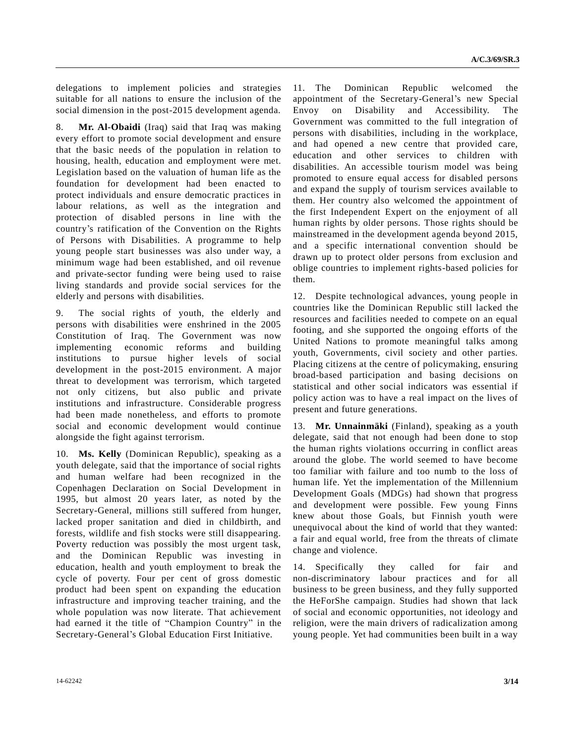delegations to implement policies and strategies suitable for all nations to ensure the inclusion of the social dimension in the post-2015 development agenda.

8. **Mr. Al-Obaidi** (Iraq) said that Iraq was making every effort to promote social development and ensure that the basic needs of the population in relation to housing, health, education and employment were met. Legislation based on the valuation of human life as the foundation for development had been enacted to protect individuals and ensure democratic practices in labour relations, as well as the integration and protection of disabled persons in line with the country's ratification of the Convention on the Rights of Persons with Disabilities. A programme to help young people start businesses was also under way, a minimum wage had been established, and oil revenue and private-sector funding were being used to raise living standards and provide social services for the elderly and persons with disabilities.

9. The social rights of youth, the elderly and persons with disabilities were enshrined in the 2005 Constitution of Iraq. The Government was now implementing economic reforms and building institutions to pursue higher levels of social development in the post-2015 environment. A major threat to development was terrorism, which targeted not only citizens, but also public and private institutions and infrastructure. Considerable progress had been made nonetheless, and efforts to promote social and economic development would continue alongside the fight against terrorism.

10. **Ms. Kelly** (Dominican Republic), speaking as a youth delegate, said that the importance of social rights and human welfare had been recognized in the Copenhagen Declaration on Social Development in 1995, but almost 20 years later, as noted by the Secretary-General, millions still suffered from hunger, lacked proper sanitation and died in childbirth, and forests, wildlife and fish stocks were still disappearing. Poverty reduction was possibly the most urgent task, and the Dominican Republic was investing in education, health and youth employment to break the cycle of poverty. Four per cent of gross domestic product had been spent on expanding the education infrastructure and improving teacher training, and the whole population was now literate. That achievement had earned it the title of "Champion Country" in the Secretary-General's Global Education First Initiative.

11. The Dominican Republic welcomed the appointment of the Secretary-General's new Special Envoy on Disability and Accessibility. The Government was committed to the full integration of persons with disabilities, including in the workplace, and had opened a new centre that provided care, education and other services to children with disabilities. An accessible tourism model was being promoted to ensure equal access for disabled persons and expand the supply of tourism services available to them. Her country also welcomed the appointment of the first Independent Expert on the enjoyment of all human rights by older persons. Those rights should be mainstreamed in the development agenda beyond 2015, and a specific international convention should be drawn up to protect older persons from exclusion and oblige countries to implement rights-based policies for them.

12. Despite technological advances, young people in countries like the Dominican Republic still lacked the resources and facilities needed to compete on an equal footing, and she supported the ongoing efforts of the United Nations to promote meaningful talks among youth, Governments, civil society and other parties. Placing citizens at the centre of policymaking, ensuring broad-based participation and basing decisions on statistical and other social indicators was essential if policy action was to have a real impact on the lives of present and future generations.

13. **Mr. Unnainmäki** (Finland), speaking as a youth delegate, said that not enough had been done to stop the human rights violations occurring in conflict areas around the globe. The world seemed to have become too familiar with failure and too numb to the loss of human life. Yet the implementation of the Millennium Development Goals (MDGs) had shown that progress and development were possible. Few young Finns knew about those Goals, but Finnish youth were unequivocal about the kind of world that they wanted: a fair and equal world, free from the threats of climate change and violence.

14. Specifically they called for fair and non-discriminatory labour practices and for all business to be green business, and they fully supported the HeForShe campaign. Studies had shown that lack of social and economic opportunities, not ideology and religion, were the main drivers of radicalization among young people. Yet had communities been built in a way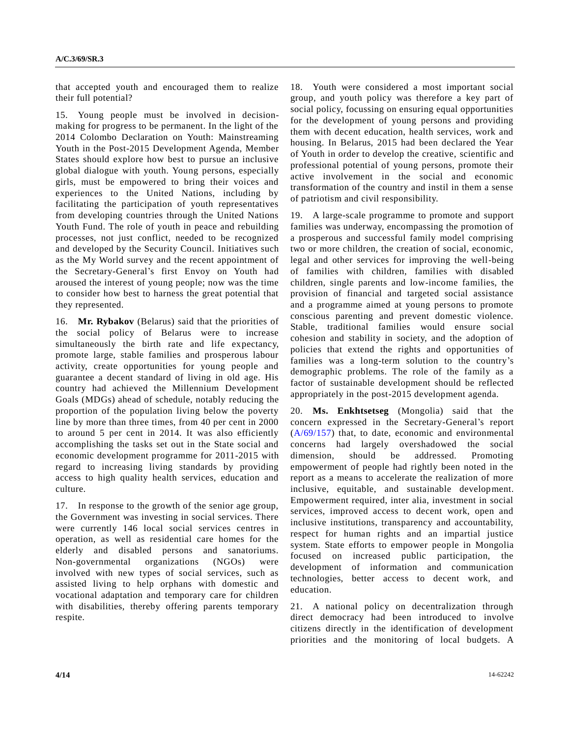that accepted youth and encouraged them to realize their full potential?

15. Young people must be involved in decision-making for progress to be permanent. In the light of the 2014 Colombo Declaration on Youth: Mainstreaming Youth in the Post-2015 Development Agenda, Member States should explore how best to pursue an inclusive global dialogue with youth. Young persons, especially girls, must be empowered to bring their voices and experiences to the United Nations, including by facilitating the participation of youth representatives from developing countries through the United Nations Youth Fund. The role of youth in peace and rebuilding processes, not just conflict, needed to be recognized and developed by the Security Council. Initiatives such as the My World survey and the recent appointment of the Secretary-General's first Envoy on Youth had aroused the interest of young people; now was the time to consider how best to harness the great potential that they represented.

16. **Mr. Rybakov** (Belarus) said that the priorities of the social policy of Belarus were to increase simultaneously the birth rate and life expectancy, promote large, stable families and prosperous labour activity, create opportunities for young people and guarantee a decent standard of living in old age. His country had achieved the Millennium Development Goals (MDGs) ahead of schedule, notably reducing the proportion of the population living below the poverty line by more than three times, from 40 per cent in 2000 to around 5 per cent in 2014. It was also efficiently accomplishing the tasks set out in the State social and economic development programme for 2011-2015 with regard to increasing living standards by providing access to high quality health services, education and culture.

17. In response to the growth of the senior age group, the Government was investing in social services. There were currently 146 local social services centres in operation, as well as residential care homes for the elderly and disabled persons and sanatoriums. Non-governmental organizations (NGOs) were involved with new types of social services, such as assisted living to help orphans with domestic and vocational adaptation and temporary care for children with disabilities, thereby offering parents temporary respite.

18. Youth were considered a most important social group, and youth policy was therefore a key part of social policy, focussing on ensuring equal opportunities for the development of young persons and providing them with decent education, health services, work and housing. In Belarus, 2015 had been declared the Year of Youth in order to develop the creative, scientific and professional potential of young persons, promote their active involvement in the social and economic transformation of the country and instil in them a sense of patriotism and civil responsibility.

19. A large-scale programme to promote and support families was underway, encompassing the promotion of a prosperous and successful family model comprising two or more children, the creation of social, economic, legal and other services for improving the well-being of families with children, families with disabled children, single parents and low-income families, the provision of financial and targeted social assistance and a programme aimed at young persons to promote conscious parenting and prevent domestic violence. Stable, traditional families would ensure social cohesion and stability in society, and the adoption of policies that extend the rights and opportunities of families was a long-term solution to the country's demographic problems. The role of the family as a factor of sustainable development should be reflected appropriately in the post-2015 development agenda.

20. **Ms. Enkhtsetseg** (Mongolia) said that the concern expressed in the Secretary-General's report (A/69/157) that, to date, economic and environmental concerns had largely overshadowed the social dimension, should be addressed. Promoting empowerment of people had rightly been noted in the report as a means to accelerate the realization of more inclusive, equitable, and sustainable development. Empowerment required, inter alia, investment in social services, improved access to decent work, open and inclusive institutions, transparency and accountability, respect for human rights and an impartial justice system. State efforts to empower people in Mongolia focused on increased public participation, the development of information and communication technologies, better access to decent work, and education.

21. A national policy on decentralization through direct democracy had been introduced to involve citizens directly in the identification of development priorities and the monitoring of local budgets. A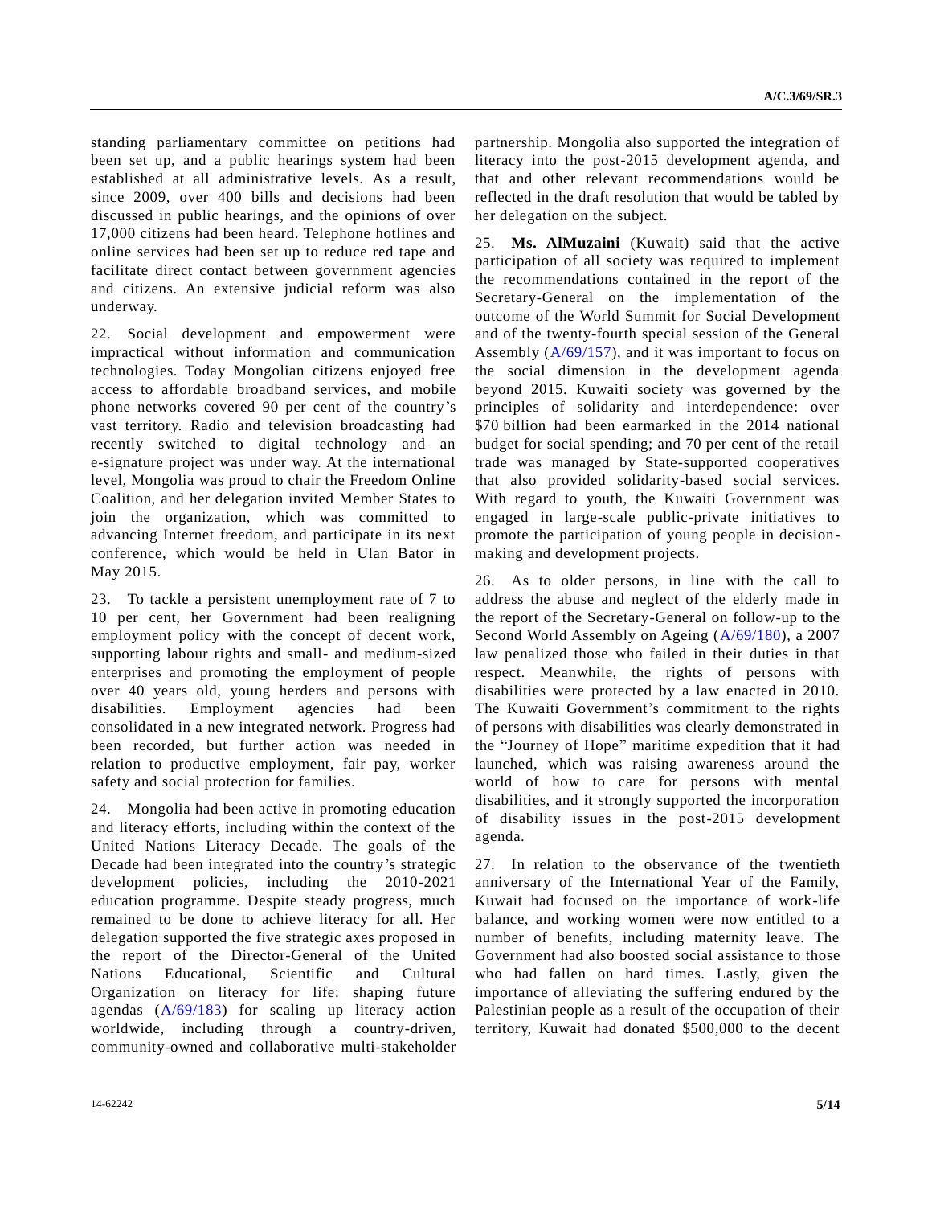standing parliamentary committee on petitions had been set up, and a public hearings system had been established at all administrative levels. As a result, since 2009, over 400 bills and decisions had been discussed in public hearings, and the opinions of over 17,000 citizens had been heard. Telephone hotlines and online services had been set up to reduce red tape and facilitate direct contact between government agencies and citizens. An extensive judicial reform was also underway.

22. Social development and empowerment were impractical without information and communication technologies. Today Mongolian citizens enjoyed free access to affordable broadband services, and mobile phone networks covered 90 per cent of the country's vast territory. Radio and television broadcasting had recently switched to digital technology and an e-signature project was under way. At the international level, Mongolia was proud to chair the Freedom Online Coalition, and her delegation invited Member States to join the organization, which was committed to advancing Internet freedom, and participate in its next conference, which would be held in Ulan Bator in May 2015.

23. To tackle a persistent unemployment rate of 7 to 10 per cent, her Government had been realigning employment policy with the concept of decent work, supporting labour rights and small- and medium-sized enterprises and promoting the employment of people over 40 years old, young herders and persons with disabilities. Employment agencies had been consolidated in a new integrated network. Progress had been recorded, but further action was needed in relation to productive employment, fair pay, worker safety and social protection for families.

24. Mongolia had been active in promoting education and literacy efforts, including within the context of the United Nations Literacy Decade. The goals of the Decade had been integrated into the country's strategic development policies, including the 2010-2021 education programme. Despite steady progress, much remained to be done to achieve literacy for all. Her delegation supported the five strategic axes proposed in the report of the Director-General of the United Nations Educational, Scientific and Cultural Organization on literacy for life: shaping future agendas (A/69/183) for scaling up literacy action worldwide, including through a country-driven, community-owned and collaborative multi-stakeholder partnership. Mongolia also supported the integration of literacy into the post-2015 development agenda, and that and other relevant recommendations would be reflected in the draft resolution that would be tabled by her delegation on the subject.

25. **Ms. AlMuzaini** (Kuwait) said that the active participation of all society was required to implement the recommendations contained in the report of the Secretary-General on the implementation of the outcome of the World Summit for Social Development and of the twenty-fourth special session of the General Assembly (A/69/157), and it was important to focus on the social dimension in the development agenda beyond 2015. Kuwaiti society was governed by the principles of solidarity and interdependence: over \$70 billion had been earmarked in the 2014 national budget for social spending; and 70 per cent of the retail trade was managed by State-supported cooperatives that also provided solidarity-based social services. With regard to youth, the Kuwaiti Government was engaged in large-scale public-private initiatives to promote the participation of young people in decision-making and development projects.

26. As to older persons, in line with the call to address the abuse and neglect of the elderly made in the report of the Secretary-General on follow-up to the Second World Assembly on Ageing (A/69/180), a 2007 law penalized those who failed in their duties in that respect. Meanwhile, the rights of persons with disabilities were protected by a law enacted in 2010. The Kuwaiti Government's commitment to the rights of persons with disabilities was clearly demonstrated in the "Journey of Hope" maritime expedition that it had launched, which was raising awareness around the world of how to care for persons with mental disabilities, and it strongly supported the incorporation of disability issues in the post-2015 development agenda.

27. In relation to the observance of the twentieth anniversary of the International Year of the Family, Kuwait had focused on the importance of work-life balance, and working women were now entitled to a number of benefits, including maternity leave. The Government had also boosted social assistance to those who had fallen on hard times. Lastly, given the importance of alleviating the suffering endured by the Palestinian people as a result of the occupation of their territory, Kuwait had donated \$500,000 to the decent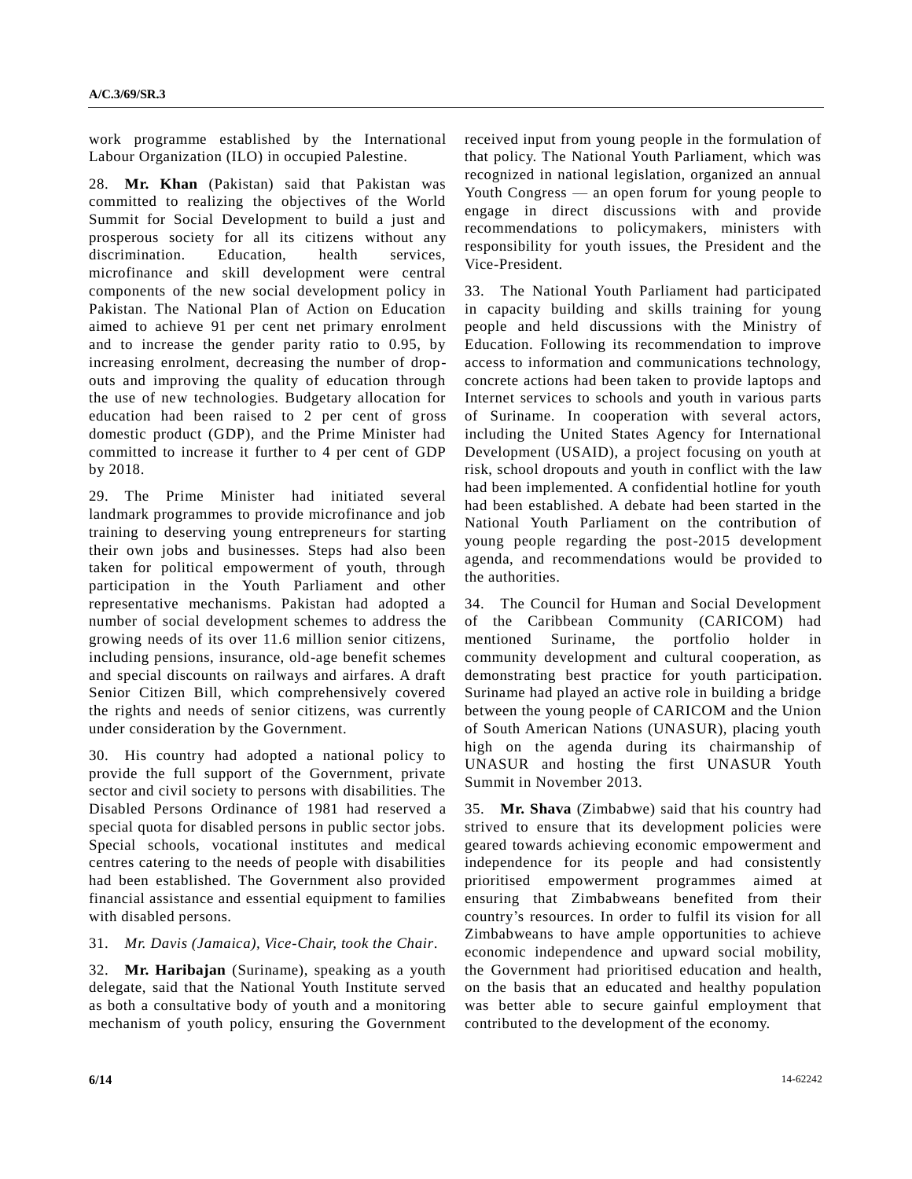work programme established by the International Labour Organization (ILO) in occupied Palestine.

28. **Mr. Khan** (Pakistan) said that Pakistan was committed to realizing the objectives of the World Summit for Social Development to build a just and prosperous society for all its citizens without any discrimination. Education, health services, microfinance and skill development were central components of the new social development policy in Pakistan. The National Plan of Action on Education aimed to achieve 91 per cent net primary enrolment and to increase the gender parity ratio to 0.95, by increasing enrolment, decreasing the number of drop-outs and improving the quality of education through the use of new technologies. Budgetary allocation for education had been raised to 2 per cent of gross domestic product (GDP), and the Prime Minister had committed to increase it further to 4 per cent of GDP by 2018.

29. The Prime Minister had initiated several landmark programmes to provide microfinance and job training to deserving young entrepreneurs for starting their own jobs and businesses. Steps had also been taken for political empowerment of youth, through participation in the Youth Parliament and other representative mechanisms. Pakistan had adopted a number of social development schemes to address the growing needs of its over 11.6 million senior citizens, including pensions, insurance, old-age benefit schemes and special discounts on railways and airfares. A draft Senior Citizen Bill, which comprehensively covered the rights and needs of senior citizens, was currently under consideration by the Government.

30. His country had adopted a national policy to provide the full support of the Government, private sector and civil society to persons with disabilities. The Disabled Persons Ordinance of 1981 had reserved a special quota for disabled persons in public sector jobs. Special schools, vocational institutes and medical centres catering to the needs of people with disabilities had been established. The Government also provided financial assistance and essential equipment to families with disabled persons.

31. *Mr. Davis (Jamaica), Vice-Chair, took the Chair*.

32. **Mr. Haribajan** (Suriname), speaking as a youth delegate, said that the National Youth Institute served as both a consultative body of youth and a monitoring mechanism of youth policy, ensuring the Government received input from young people in the formulation of that policy. The National Youth Parliament, which was recognized in national legislation, organized an annual Youth Congress — an open forum for young people to engage in direct discussions with and provide recommendations to policymakers, ministers with responsibility for youth issues, the President and the Vice-President.

33. The National Youth Parliament had participated in capacity building and skills training for young people and held discussions with the Ministry of Education. Following its recommendation to improve access to information and communications technology, concrete actions had been taken to provide laptops and Internet services to schools and youth in various parts of Suriname. In cooperation with several actors, including the United States Agency for International Development (USAID), a project focusing on youth at risk, school dropouts and youth in conflict with the law had been implemented. A confidential hotline for youth had been established. A debate had been started in the National Youth Parliament on the contribution of young people regarding the post-2015 development agenda, and recommendations would be provided to the authorities.

34. The Council for Human and Social Development of the Caribbean Community (CARICOM) had mentioned Suriname, the portfolio holder in community development and cultural cooperation, as demonstrating best practice for youth participation. Suriname had played an active role in building a bridge between the young people of CARICOM and the Union of South American Nations (UNASUR), placing youth high on the agenda during its chairmanship of UNASUR and hosting the first UNASUR Youth Summit in November 2013.

35. **Mr. Shava** (Zimbabwe) said that his country had strived to ensure that its development policies were geared towards achieving economic empowerment and independence for its people and had consistently prioritised empowerment programmes aimed at ensuring that Zimbabweans benefited from their country's resources. In order to fulfil its vision for all Zimbabweans to have ample opportunities to achieve economic independence and upward social mobility, the Government had prioritised education and health, on the basis that an educated and healthy population was better able to secure gainful employment that contributed to the development of the economy.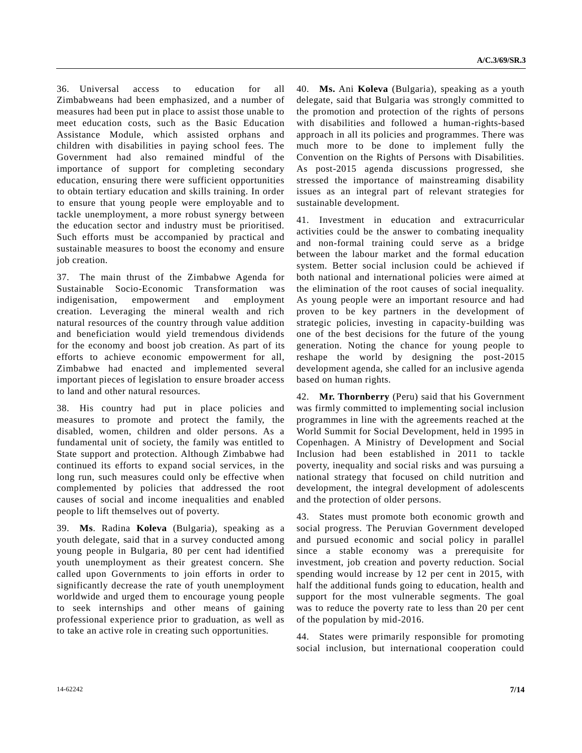36. Universal access to education for all Zimbabweans had been emphasized, and a number of measures had been put in place to assist those unable to meet education costs, such as the Basic Education Assistance Module, which assisted orphans and children with disabilities in paying school fees. The Government had also remained mindful of the importance of support for completing secondary education, ensuring there were sufficient opportunities to obtain tertiary education and skills training. In order to ensure that young people were employable and to tackle unemployment, a more robust synergy between the education sector and industry must be prioritised. Such efforts must be accompanied by practical and sustainable measures to boost the economy and ensure job creation.

37. The main thrust of the Zimbabwe Agenda for Sustainable Socio-Economic Transformation was indigenisation, empowerment and employment creation. Leveraging the mineral wealth and rich natural resources of the country through value addition and beneficiation would yield tremendous dividends for the economy and boost job creation. As part of its efforts to achieve economic empowerment for all, Zimbabwe had enacted and implemented several important pieces of legislation to ensure broader access to land and other natural resources.

38. His country had put in place policies and measures to promote and protect the family, the disabled, women, children and older persons. As a fundamental unit of society, the family was entitled to State support and protection. Although Zimbabwe had continued its efforts to expand social services, in the long run, such measures could only be effective when complemented by policies that addressed the root causes of social and income inequalities and enabled people to lift themselves out of poverty.

39. **Ms**. Radina **Koleva** (Bulgaria), speaking as a youth delegate, said that in a survey conducted among young people in Bulgaria, 80 per cent had identified youth unemployment as their greatest concern. She called upon Governments to join efforts in order to significantly decrease the rate of youth unemployment worldwide and urged them to encourage young people to seek internships and other means of gaining professional experience prior to graduation, as well as to take an active role in creating such opportunities.

40. **Ms.** Ani **Koleva** (Bulgaria), speaking as a youth delegate, said that Bulgaria was strongly committed to the promotion and protection of the rights of persons with disabilities and followed a human-rights-based approach in all its policies and programmes. There was much more to be done to implement fully the Convention on the Rights of Persons with Disabilities. As post-2015 agenda discussions progressed, she stressed the importance of mainstreaming disability issues as an integral part of relevant strategies for sustainable development.

41. Investment in education and extracurricular activities could be the answer to combating inequality and non-formal training could serve as a bridge between the labour market and the formal education system. Better social inclusion could be achieved if both national and international policies were aimed at the elimination of the root causes of social inequality. As young people were an important resource and had proven to be key partners in the development of strategic policies, investing in capacity-building was one of the best decisions for the future of the young generation. Noting the chance for young people to reshape the world by designing the post-2015 development agenda, she called for an inclusive agenda based on human rights.

42. **Mr. Thornberry** (Peru) said that his Government was firmly committed to implementing social inclusion programmes in line with the agreements reached at the World Summit for Social Development, held in 1995 in Copenhagen. A Ministry of Development and Social Inclusion had been established in 2011 to tackle poverty, inequality and social risks and was pursuing a national strategy that focused on child nutrition and development, the integral development of adolescents and the protection of older persons.

43. States must promote both economic growth and social progress. The Peruvian Government developed and pursued economic and social policy in parallel since a stable economy was a prerequisite for investment, job creation and poverty reduction. Social spending would increase by 12 per cent in 2015, with half the additional funds going to education, health and support for the most vulnerable segments. The goal was to reduce the poverty rate to less than 20 per cent of the population by mid-2016.

44. States were primarily responsible for promoting social inclusion, but international cooperation could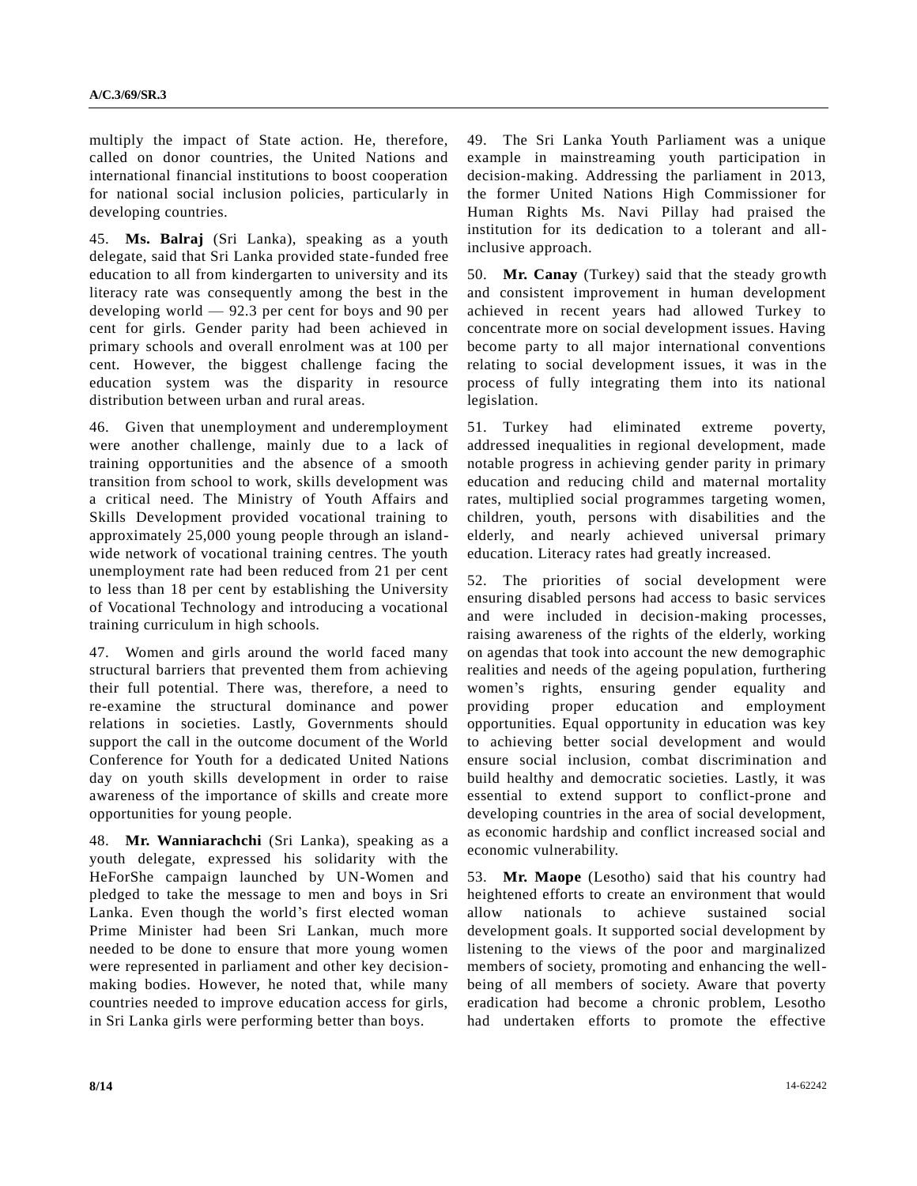multiply the impact of State action. He, therefore, called on donor countries, the United Nations and international financial institutions to boost cooperation for national social inclusion policies, particularly in developing countries.

45. **Ms. Balraj** (Sri Lanka), speaking as a youth delegate, said that Sri Lanka provided state-funded free education to all from kindergarten to university and its literacy rate was consequently among the best in the developing world — 92.3 per cent for boys and 90 per cent for girls. Gender parity had been achieved in primary schools and overall enrolment was at 100 per cent. However, the biggest challenge facing the education system was the disparity in resource distribution between urban and rural areas.

46. Given that unemployment and underemployment were another challenge, mainly due to a lack of training opportunities and the absence of a smooth transition from school to work, skills development was a critical need. The Ministry of Youth Affairs and Skills Development provided vocational training to approximately 25,000 young people through an island-wide network of vocational training centres. The youth unemployment rate had been reduced from 21 per cent to less than 18 per cent by establishing the University of Vocational Technology and introducing a vocational training curriculum in high schools.

47. Women and girls around the world faced many structural barriers that prevented them from achieving their full potential. There was, therefore, a need to re-examine the structural dominance and power relations in societies. Lastly, Governments should support the call in the outcome document of the World Conference for Youth for a dedicated United Nations day on youth skills development in order to raise awareness of the importance of skills and create more opportunities for young people.

48. **Mr. Wanniarachchi** (Sri Lanka), speaking as a youth delegate, expressed his solidarity with the HeForShe campaign launched by UN-Women and pledged to take the message to men and boys in Sri Lanka. Even though the world's first elected woman Prime Minister had been Sri Lankan, much more needed to be done to ensure that more young women were represented in parliament and other key decision-making bodies. However, he noted that, while many countries needed to improve education access for girls, in Sri Lanka girls were performing better than boys.

49. The Sri Lanka Youth Parliament was a unique example in mainstreaming youth participation in decision-making. Addressing the parliament in 2013, the former United Nations High Commissioner for Human Rights Ms. Navi Pillay had praised the institution for its dedication to a tolerant and all-inclusive approach.

50. **Mr. Canay** (Turkey) said that the steady growth and consistent improvement in human development achieved in recent years had allowed Turkey to concentrate more on social development issues. Having become party to all major international conventions relating to social development issues, it was in the process of fully integrating them into its national legislation.

51. Turkey had eliminated extreme poverty, addressed inequalities in regional development, made notable progress in achieving gender parity in primary education and reducing child and maternal mortality rates, multiplied social programmes targeting women, children, youth, persons with disabilities and the elderly, and nearly achieved universal primary education. Literacy rates had greatly increased.

52. The priorities of social development were ensuring disabled persons had access to basic services and were included in decision-making processes, raising awareness of the rights of the elderly, working on agendas that took into account the new demographic realities and needs of the ageing population, furthering women's rights, ensuring gender equality and providing proper education and employment opportunities. Equal opportunity in education was key to achieving better social development and would ensure social inclusion, combat discrimination and build healthy and democratic societies. Lastly, it was essential to extend support to conflict-prone and developing countries in the area of social development, as economic hardship and conflict increased social and economic vulnerability.

53. **Mr. Maope** (Lesotho) said that his country had heightened efforts to create an environment that would allow nationals to achieve sustained social development goals. It supported social development by listening to the views of the poor and marginalized members of society, promoting and enhancing the well-being of all members of society. Aware that poverty eradication had become a chronic problem, Lesotho had undertaken efforts to promote the effective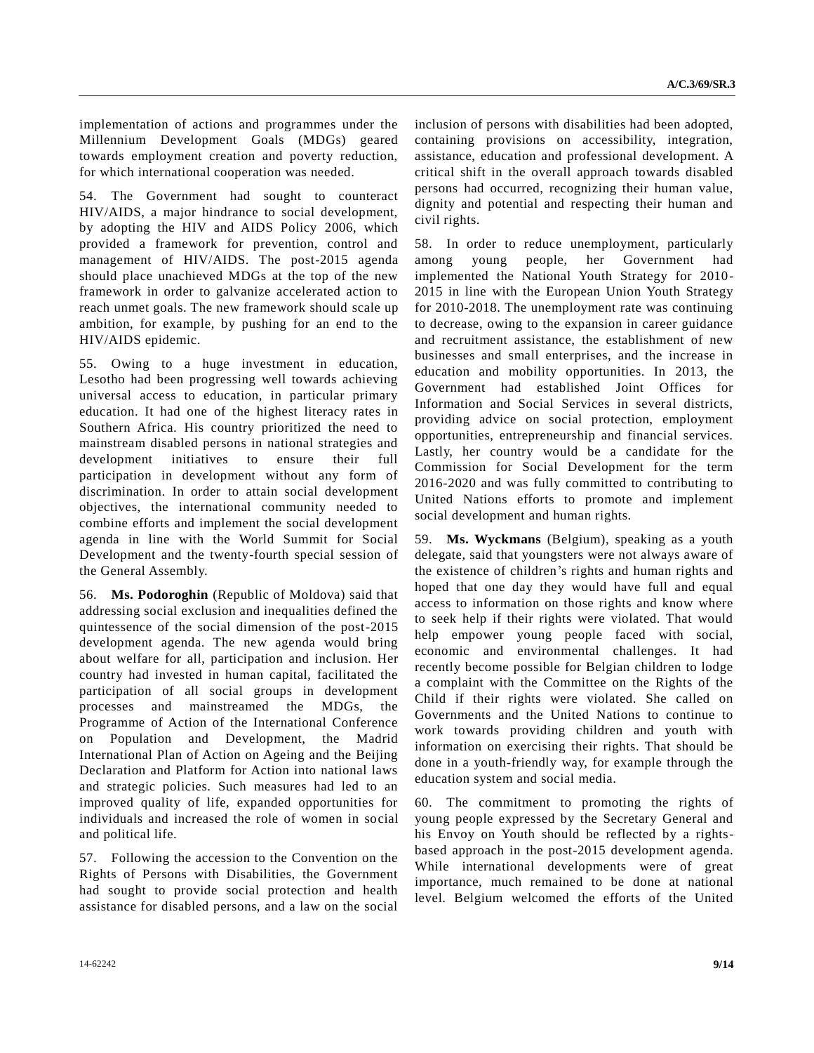implementation of actions and programmes under the Millennium Development Goals (MDGs) geared towards employment creation and poverty reduction, for which international cooperation was needed.

54. The Government had sought to counteract HIV/AIDS, a major hindrance to social development, by adopting the HIV and AIDS Policy 2006, which provided a framework for prevention, control and management of HIV/AIDS. The post-2015 agenda should place unachieved MDGs at the top of the new framework in order to galvanize accelerated action to reach unmet goals. The new framework should scale up ambition, for example, by pushing for an end to the HIV/AIDS epidemic.

55. Owing to a huge investment in education, Lesotho had been progressing well towards achieving universal access to education, in particular primary education. It had one of the highest literacy rates in Southern Africa. His country prioritized the need to mainstream disabled persons in national strategies and development initiatives to ensure their full participation in development without any form of discrimination. In order to attain social development objectives, the international community needed to combine efforts and implement the social development agenda in line with the World Summit for Social Development and the twenty-fourth special session of the General Assembly.

56. **Ms. Podoroghin** (Republic of Moldova) said that addressing social exclusion and inequalities defined the quintessence of the social dimension of the post-2015 development agenda. The new agenda would bring about welfare for all, participation and inclusion. Her country had invested in human capital, facilitated the participation of all social groups in development processes and mainstreamed the MDGs, the Programme of Action of the International Conference on Population and Development, the Madrid International Plan of Action on Ageing and the Beijing Declaration and Platform for Action into national laws and strategic policies. Such measures had led to an improved quality of life, expanded opportunities for individuals and increased the role of women in social and political life.

57. Following the accession to the Convention on the Rights of Persons with Disabilities, the Government had sought to provide social protection and health assistance for disabled persons, and a law on the social inclusion of persons with disabilities had been adopted, containing provisions on accessibility, integration, assistance, education and professional development. A critical shift in the overall approach towards disabled persons had occurred, recognizing their human value, dignity and potential and respecting their human and civil rights.

58. In order to reduce unemployment, particularly among young people, her Government had implemented the National Youth Strategy for 2010-2015 in line with the European Union Youth Strategy for 2010-2018. The unemployment rate was continuing to decrease, owing to the expansion in career guidance and recruitment assistance, the establishment of new businesses and small enterprises, and the increase in education and mobility opportunities. In 2013, the Government had established Joint Offices for Information and Social Services in several districts, providing advice on social protection, employment opportunities, entrepreneurship and financial services. Lastly, her country would be a candidate for the Commission for Social Development for the term 2016-2020 and was fully committed to contributing to United Nations efforts to promote and implement social development and human rights.

59. **Ms. Wyckmans** (Belgium), speaking as a youth delegate, said that youngsters were not always aware of the existence of children's rights and human rights and hoped that one day they would have full and equal access to information on those rights and know where to seek help if their rights were violated. That would help empower young people faced with social, economic and environmental challenges. It had recently become possible for Belgian children to lodge a complaint with the Committee on the Rights of the Child if their rights were violated. She called on Governments and the United Nations to continue to work towards providing children and youth with information on exercising their rights. That should be done in a youth-friendly way, for example through the education system and social media.

60. The commitment to promoting the rights of young people expressed by the Secretary General and his Envoy on Youth should be reflected by a rights-based approach in the post-2015 development agenda. While international developments were of great importance, much remained to be done at national level. Belgium welcomed the efforts of the United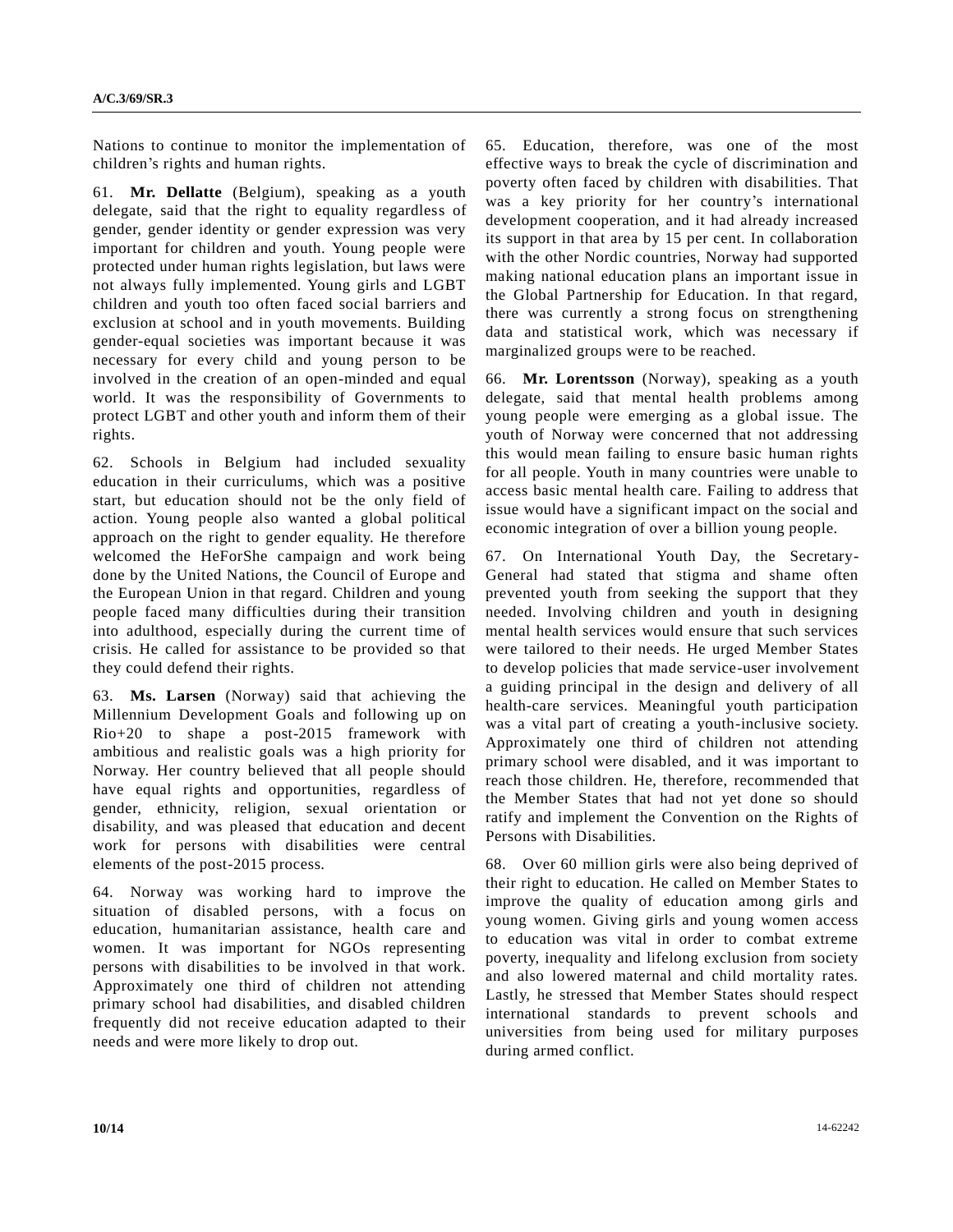Nations to continue to monitor the implementation of children's rights and human rights.

61. **Mr. Dellatte** (Belgium), speaking as a youth delegate, said that the right to equality regardless of gender, gender identity or gender expression was very important for children and youth. Young people were protected under human rights legislation, but laws were not always fully implemented. Young girls and LGBT children and youth too often faced social barriers and exclusion at school and in youth movements. Building gender-equal societies was important because it was necessary for every child and young person to be involved in the creation of an open-minded and equal world. It was the responsibility of Governments to protect LGBT and other youth and inform them of their rights.

62. Schools in Belgium had included sexuality education in their curriculums, which was a positive start, but education should not be the only field of action. Young people also wanted a global political approach on the right to gender equality. He therefore welcomed the HeForShe campaign and work being done by the United Nations, the Council of Europe and the European Union in that regard. Children and young people faced many difficulties during their transition into adulthood, especially during the current time of crisis. He called for assistance to be provided so that they could defend their rights.

63. **Ms. Larsen** (Norway) said that achieving the Millennium Development Goals and following up on Rio+20 to shape a post-2015 framework with ambitious and realistic goals was a high priority for Norway. Her country believed that all people should have equal rights and opportunities, regardless of gender, ethnicity, religion, sexual orientation or disability, and was pleased that education and decent work for persons with disabilities were central elements of the post-2015 process.

64. Norway was working hard to improve the situation of disabled persons, with a focus on education, humanitarian assistance, health care and women. It was important for NGOs representing persons with disabilities to be involved in that work. Approximately one third of children not attending primary school had disabilities, and disabled children frequently did not receive education adapted to their needs and were more likely to drop out.

65. Education, therefore, was one of the most effective ways to break the cycle of discrimination and poverty often faced by children with disabilities. That was a key priority for her country's international development cooperation, and it had already increased its support in that area by 15 per cent. In collaboration with the other Nordic countries, Norway had supported making national education plans an important issue in the Global Partnership for Education. In that regard, there was currently a strong focus on strengthening data and statistical work, which was necessary if marginalized groups were to be reached.

66. **Mr. Lorentsson** (Norway), speaking as a youth delegate, said that mental health problems among young people were emerging as a global issue. The youth of Norway were concerned that not addressing this would mean failing to ensure basic human rights for all people. Youth in many countries were unable to access basic mental health care. Failing to address that issue would have a significant impact on the social and economic integration of over a billion young people.

67. On International Youth Day, the Secretary-General had stated that stigma and shame often prevented youth from seeking the support that they needed. Involving children and youth in designing mental health services would ensure that such services were tailored to their needs. He urged Member States to develop policies that made service-user involvement a guiding principal in the design and delivery of all health-care services. Meaningful youth participation was a vital part of creating a youth-inclusive society. Approximately one third of children not attending primary school were disabled, and it was important to reach those children. He, therefore, recommended that the Member States that had not yet done so should ratify and implement the Convention on the Rights of Persons with Disabilities.

68. Over 60 million girls were also being deprived of their right to education. He called on Member States to improve the quality of education among girls and young women. Giving girls and young women access to education was vital in order to combat extreme poverty, inequality and lifelong exclusion from society and also lowered maternal and child mortality rates. Lastly, he stressed that Member States should respect international standards to prevent schools and universities from being used for military purposes during armed conflict.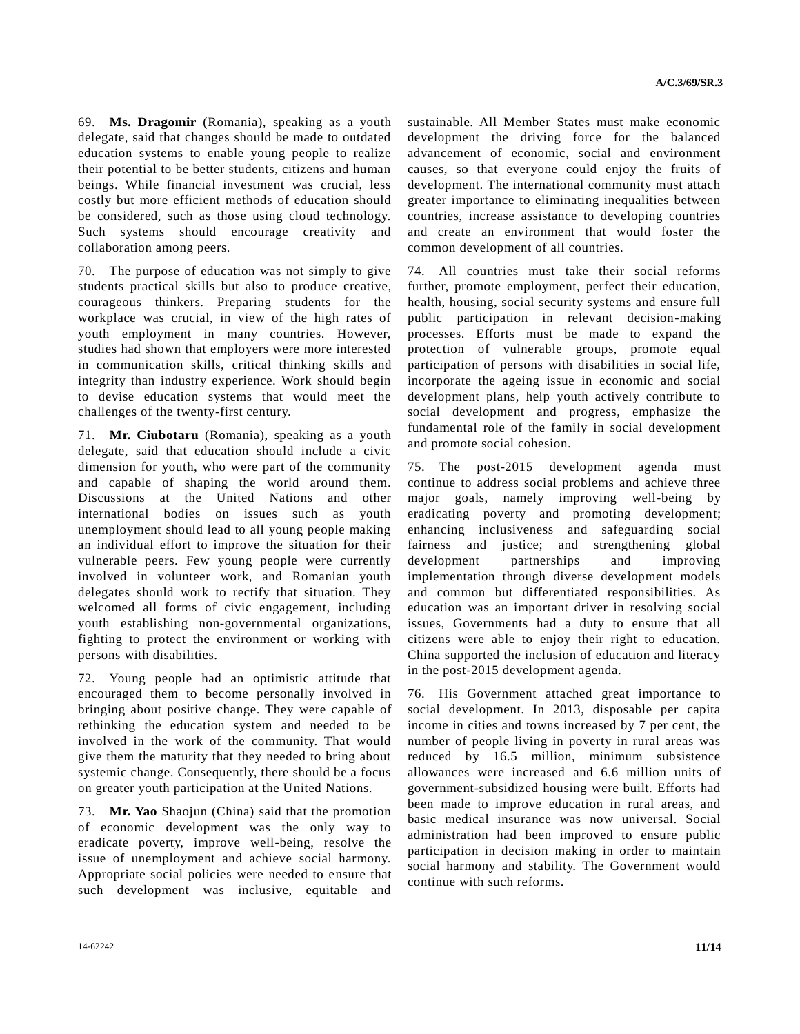69. **Ms. Dragomir** (Romania), speaking as a youth delegate, said that changes should be made to outdated education systems to enable young people to realize their potential to be better students, citizens and human beings. While financial investment was crucial, less costly but more efficient methods of education should be considered, such as those using cloud technology. Such systems should encourage creativity and collaboration among peers.

70. The purpose of education was not simply to give students practical skills but also to produce creative, courageous thinkers. Preparing students for the workplace was crucial, in view of the high rates of youth employment in many countries. However, studies had shown that employers were more interested in communication skills, critical thinking skills and integrity than industry experience. Work should begin to devise education systems that would meet the challenges of the twenty-first century.

71. **Mr. Ciubotaru** (Romania), speaking as a youth delegate, said that education should include a civic dimension for youth, who were part of the community and capable of shaping the world around them. Discussions at the United Nations and other international bodies on issues such as youth unemployment should lead to all young people making an individual effort to improve the situation for their vulnerable peers. Few young people were currently involved in volunteer work, and Romanian youth delegates should work to rectify that situation. They welcomed all forms of civic engagement, including youth establishing non-governmental organizations, fighting to protect the environment or working with persons with disabilities.

72. Young people had an optimistic attitude that encouraged them to become personally involved in bringing about positive change. They were capable of rethinking the education system and needed to be involved in the work of the community. That would give them the maturity that they needed to bring about systemic change. Consequently, there should be a focus on greater youth participation at the United Nations.

73. **Mr. Yao** Shaojun (China) said that the promotion of economic development was the only way to eradicate poverty, improve well-being, resolve the issue of unemployment and achieve social harmony. Appropriate social policies were needed to ensure that such development was inclusive, equitable and sustainable. All Member States must make economic development the driving force for the balanced advancement of economic, social and environment causes, so that everyone could enjoy the fruits of development. The international community must attach greater importance to eliminating inequalities between countries, increase assistance to developing countries and create an environment that would foster the common development of all countries.

74. All countries must take their social reforms further, promote employment, perfect their education, health, housing, social security systems and ensure full public participation in relevant decision-making processes. Efforts must be made to expand the protection of vulnerable groups, promote equal participation of persons with disabilities in social life, incorporate the ageing issue in economic and social development plans, help youth actively contribute to social development and progress, emphasize the fundamental role of the family in social development and promote social cohesion.

75. The post-2015 development agenda must continue to address social problems and achieve three major goals, namely improving well-being by eradicating poverty and promoting development; enhancing inclusiveness and safeguarding social fairness and justice; and strengthening global development partnerships and improving implementation through diverse development models and common but differentiated responsibilities. As education was an important driver in resolving social issues, Governments had a duty to ensure that all citizens were able to enjoy their right to education. China supported the inclusion of education and literacy in the post-2015 development agenda.

76. His Government attached great importance to social development. In 2013, disposable per capita income in cities and towns increased by 7 per cent, the number of people living in poverty in rural areas was reduced by 16.5 million, minimum subsistence allowances were increased and 6.6 million units of government-subsidized housing were built. Efforts had been made to improve education in rural areas, and basic medical insurance was now universal. Social administration had been improved to ensure public participation in decision making in order to maintain social harmony and stability. The Government would continue with such reforms.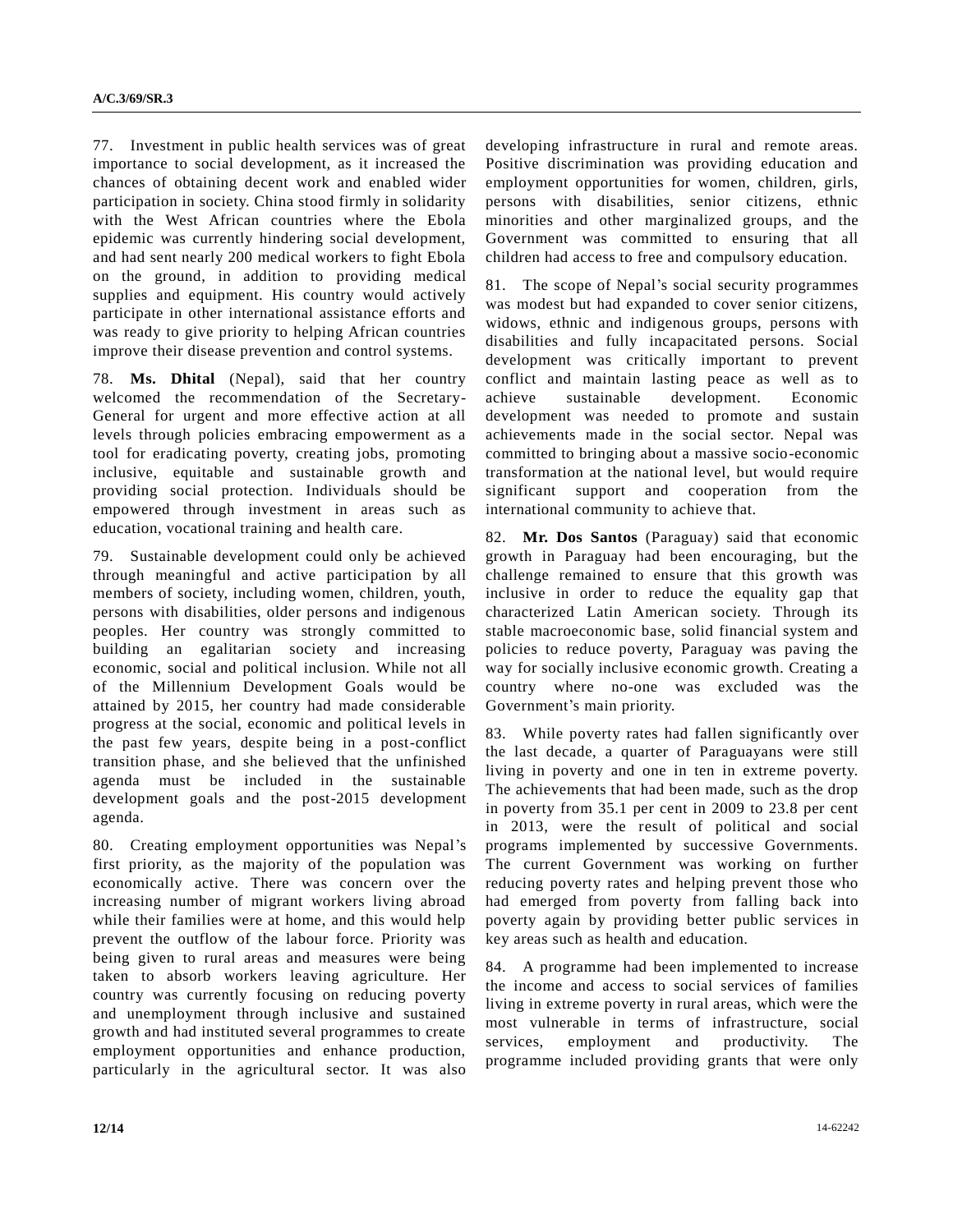77. Investment in public health services was of great importance to social development, as it increased the chances of obtaining decent work and enabled wider participation in society. China stood firmly in solidarity with the West African countries where the Ebola epidemic was currently hindering social development, and had sent nearly 200 medical workers to fight Ebola on the ground, in addition to providing medical supplies and equipment. His country would actively participate in other international assistance efforts and was ready to give priority to helping African countries improve their disease prevention and control systems.

78. **Ms. Dhital** (Nepal), said that her country welcomed the recommendation of the Secretary-General for urgent and more effective action at all levels through policies embracing empowerment as a tool for eradicating poverty, creating jobs, promoting inclusive, equitable and sustainable growth and providing social protection. Individuals should be empowered through investment in areas such as education, vocational training and health care.

79. Sustainable development could only be achieved through meaningful and active participation by all members of society, including women, children, youth, persons with disabilities, older persons and indigenous peoples. Her country was strongly committed to building an egalitarian society and increasing economic, social and political inclusion. While not all of the Millennium Development Goals would be attained by 2015, her country had made considerable progress at the social, economic and political levels in the past few years, despite being in a post-conflict transition phase, and she believed that the unfinished agenda must be included in the sustainable development goals and the post-2015 development agenda.

80. Creating employment opportunities was Nepal's first priority, as the majority of the population was economically active. There was concern over the increasing number of migrant workers living abroad while their families were at home, and this would help prevent the outflow of the labour force. Priority was being given to rural areas and measures were being taken to absorb workers leaving agriculture. Her country was currently focusing on reducing poverty and unemployment through inclusive and sustained growth and had instituted several programmes to create employment opportunities and enhance production, particularly in the agricultural sector. It was also developing infrastructure in rural and remote areas. Positive discrimination was providing education and employment opportunities for women, children, girls, persons with disabilities, senior citizens, ethnic minorities and other marginalized groups, and the Government was committed to ensuring that all children had access to free and compulsory education.

81. The scope of Nepal's social security programmes was modest but had expanded to cover senior citizens, widows, ethnic and indigenous groups, persons with disabilities and fully incapacitated persons. Social development was critically important to prevent conflict and maintain lasting peace as well as to achieve sustainable development. Economic development was needed to promote and sustain achievements made in the social sector. Nepal was committed to bringing about a massive socio-economic transformation at the national level, but would require significant support and cooperation from the international community to achieve that.

82. **Mr. Dos Santos** (Paraguay) said that economic growth in Paraguay had been encouraging, but the challenge remained to ensure that this growth was inclusive in order to reduce the equality gap that characterized Latin American society. Through its stable macroeconomic base, solid financial system and policies to reduce poverty, Paraguay was paving the way for socially inclusive economic growth. Creating a country where no-one was excluded was the Government's main priority.

83. While poverty rates had fallen significantly over the last decade, a quarter of Paraguayans were still living in poverty and one in ten in extreme poverty. The achievements that had been made, such as the drop in poverty from 35.1 per cent in 2009 to 23.8 per cent in 2013, were the result of political and social programs implemented by successive Governments. The current Government was working on further reducing poverty rates and helping prevent those who had emerged from poverty from falling back into poverty again by providing better public services in key areas such as health and education.

84. A programme had been implemented to increase the income and access to social services of families living in extreme poverty in rural areas, which were the most vulnerable in terms of infrastructure, social services, employment and productivity. The programme included providing grants that were only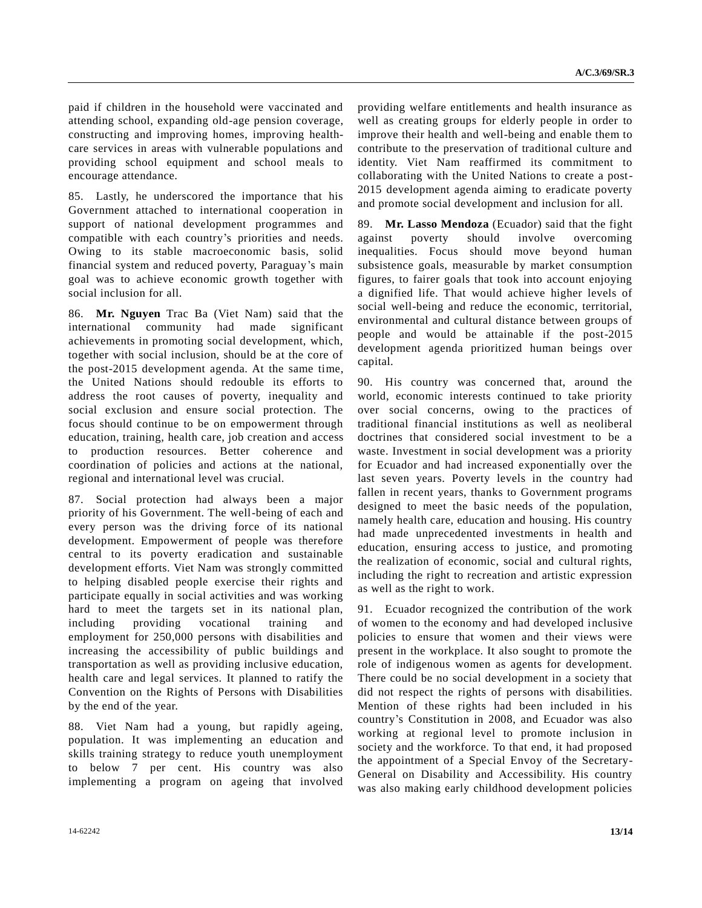paid if children in the household were vaccinated and attending school, expanding old-age pension coverage, constructing and improving homes, improving health-care services in areas with vulnerable populations and providing school equipment and school meals to encourage attendance.

85. Lastly, he underscored the importance that his Government attached to international cooperation in support of national development programmes and compatible with each country's priorities and needs. Owing to its stable macroeconomic basis, solid financial system and reduced poverty, Paraguay's main goal was to achieve economic growth together with social inclusion for all.

86. **Mr. Nguyen** Trac Ba (Viet Nam) said that the international community had made significant achievements in promoting social development, which, together with social inclusion, should be at the core of the post-2015 development agenda. At the same time, the United Nations should redouble its efforts to address the root causes of poverty, inequality and social exclusion and ensure social protection. The focus should continue to be on empowerment through education, training, health care, job creation and access to production resources. Better coherence and coordination of policies and actions at the national, regional and international level was crucial.

87. Social protection had always been a major priority of his Government. The well-being of each and every person was the driving force of its national development. Empowerment of people was therefore central to its poverty eradication and sustainable development efforts. Viet Nam was strongly committed to helping disabled people exercise their rights and participate equally in social activities and was working hard to meet the targets set in its national plan, including providing vocational training and employment for 250,000 persons with disabilities and increasing the accessibility of public buildings and transportation as well as providing inclusive education, health care and legal services. It planned to ratify the Convention on the Rights of Persons with Disabilities by the end of the year.

88. Viet Nam had a young, but rapidly ageing, population. It was implementing an education and skills training strategy to reduce youth unemployment to below 7 per cent. His country was also implementing a program on ageing that involved providing welfare entitlements and health insurance as well as creating groups for elderly people in order to improve their health and well-being and enable them to contribute to the preservation of traditional culture and identity. Viet Nam reaffirmed its commitment to collaborating with the United Nations to create a post-2015 development agenda aiming to eradicate poverty and promote social development and inclusion for all.

89. **Mr. Lasso Mendoza** (Ecuador) said that the fight against poverty should involve overcoming inequalities. Focus should move beyond human subsistence goals, measurable by market consumption figures, to fairer goals that took into account enjoying a dignified life. That would achieve higher levels of social well-being and reduce the economic, territorial, environmental and cultural distance between groups of people and would be attainable if the post-2015 development agenda prioritized human beings over capital.

90. His country was concerned that, around the world, economic interests continued to take priority over social concerns, owing to the practices of traditional financial institutions as well as neoliberal doctrines that considered social investment to be a waste. Investment in social development was a priority for Ecuador and had increased exponentially over the last seven years. Poverty levels in the country had fallen in recent years, thanks to Government programs designed to meet the basic needs of the population, namely health care, education and housing. His country had made unprecedented investments in health and education, ensuring access to justice, and promoting the realization of economic, social and cultural rights, including the right to recreation and artistic expression as well as the right to work.

91. Ecuador recognized the contribution of the work of women to the economy and had developed inclusive policies to ensure that women and their views were present in the workplace. It also sought to promote the role of indigenous women as agents for development. There could be no social development in a society that did not respect the rights of persons with disabilities. Mention of these rights had been included in his country's Constitution in 2008, and Ecuador was also working at regional level to promote inclusion in society and the workforce. To that end, it had proposed the appointment of a Special Envoy of the Secretary-General on Disability and Accessibility. His country was also making early childhood development policies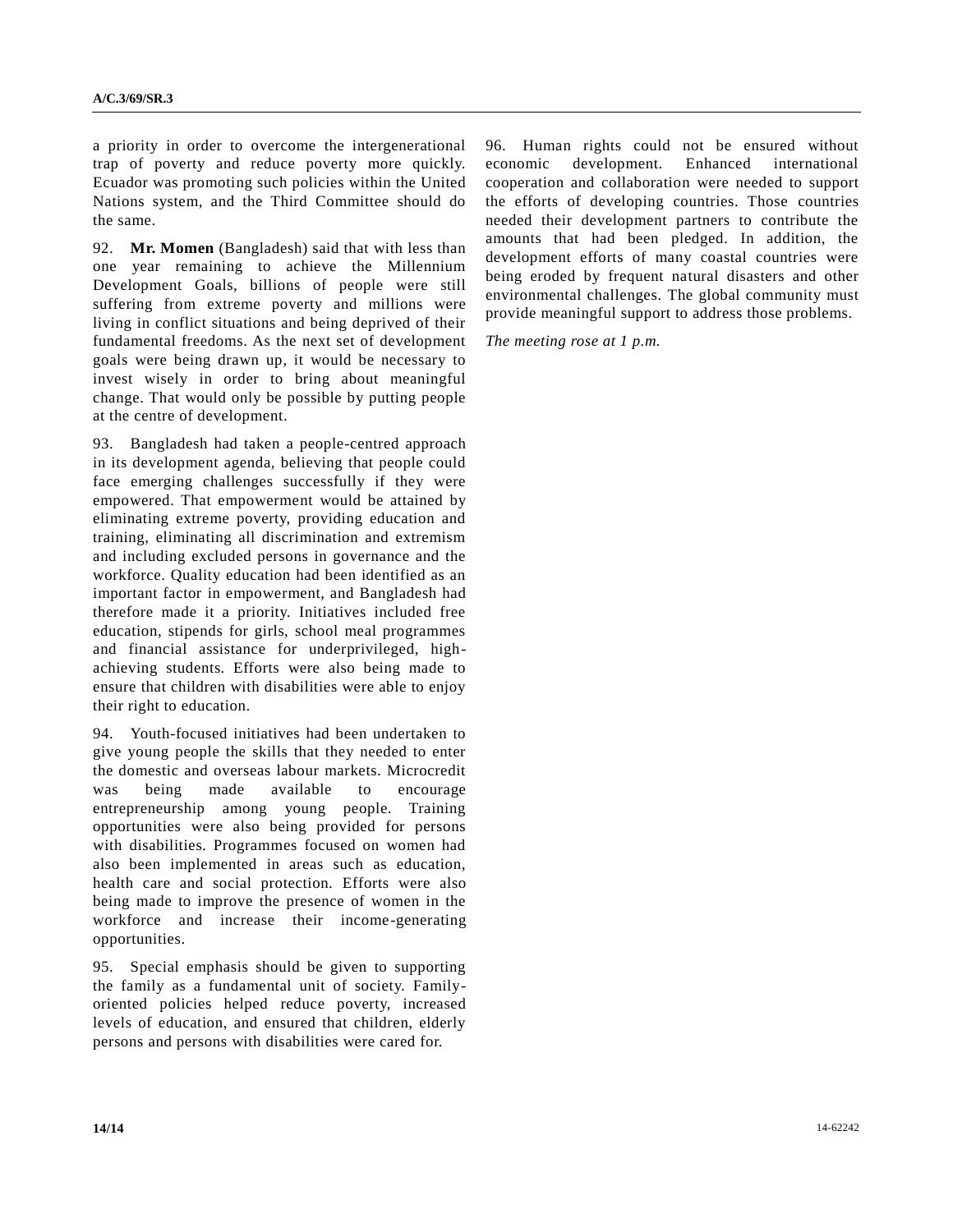a priority in order to overcome the intergenerational trap of poverty and reduce poverty more quickly. Ecuador was promoting such policies within the United Nations system, and the Third Committee should do the same.

92. **Mr. Momen** (Bangladesh) said that with less than one year remaining to achieve the Millennium Development Goals, billions of people were still suffering from extreme poverty and millions were living in conflict situations and being deprived of their fundamental freedoms. As the next set of development goals were being drawn up, it would be necessary to invest wisely in order to bring about meaningful change. That would only be possible by putting people at the centre of development.

93. Bangladesh had taken a people-centred approach in its development agenda, believing that people could face emerging challenges successfully if they were empowered. That empowerment would be attained by eliminating extreme poverty, providing education and training, eliminating all discrimination and extremism and including excluded persons in governance and the workforce. Quality education had been identified as an important factor in empowerment, and Bangladesh had therefore made it a priority. Initiatives included free education, stipends for girls, school meal programmes and financial assistance for underprivileged, high-achieving students. Efforts were also being made to ensure that children with disabilities were able to enjoy their right to education.

94. Youth-focused initiatives had been undertaken to give young people the skills that they needed to enter the domestic and overseas labour markets. Microcredit was being made available to encourage entrepreneurship among young people. Training opportunities were also being provided for persons with disabilities. Programmes focused on women had also been implemented in areas such as education, health care and social protection. Efforts were also being made to improve the presence of women in the workforce and increase their income-generating opportunities.

95. Special emphasis should be given to supporting the family as a fundamental unit of society. Family-oriented policies helped reduce poverty, increased levels of education, and ensured that children, elderly persons and persons with disabilities were cared for.

96. Human rights could not be ensured without economic development. Enhanced international cooperation and collaboration were needed to support the efforts of developing countries. Those countries needed their development partners to contribute the amounts that had been pledged. In addition, the development efforts of many coastal countries were being eroded by frequent natural disasters and other environmental challenges. The global community must provide meaningful support to address those problems.

*The meeting rose at 1 p.m.*